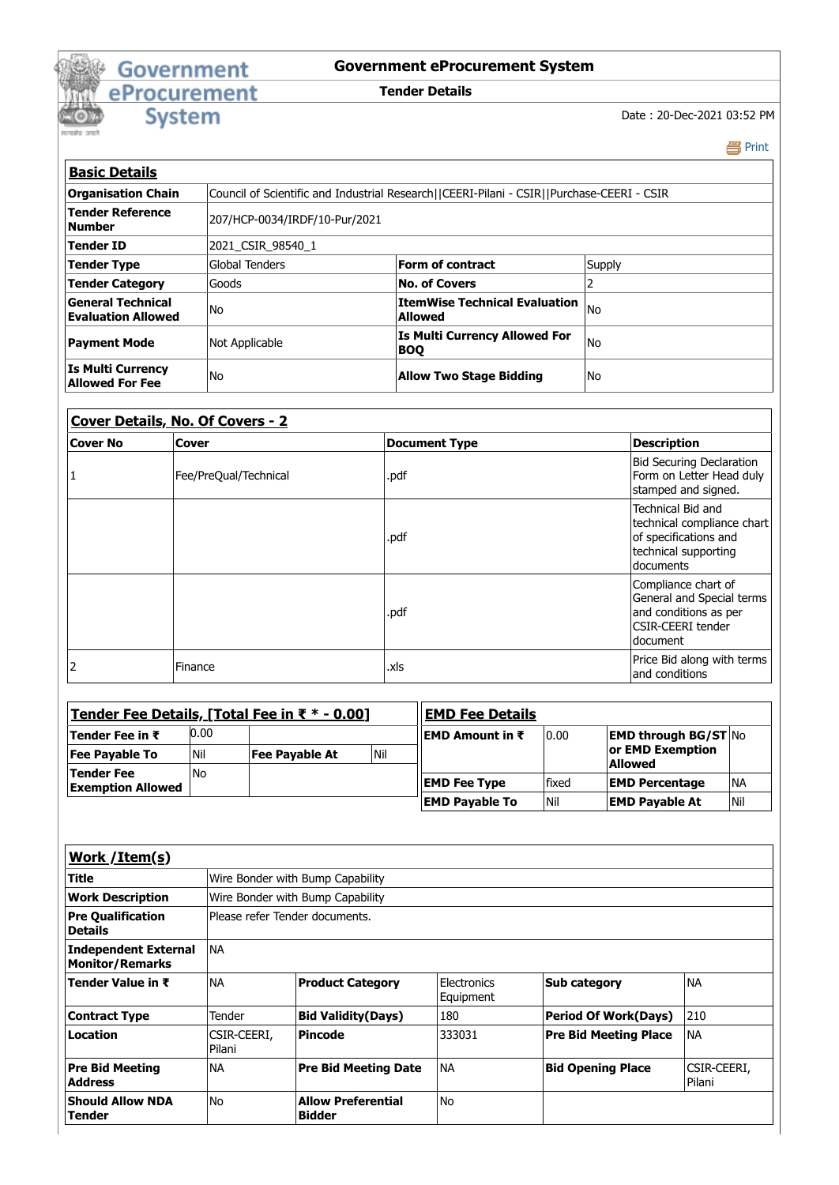# Government eProcurement System

## Tender Details

Date : 20-Dec-2021 03:52 PM

Print

### Basic Details

| | | | |
|---|---|---|---|
| **Organisation Chain** | Council of Scientific and Industrial Research\|\|CEERI-Pilani - CSIR\|\|Purchase-CEERI - CSIR | | |
| **Tender Reference Number** | 207/HCP-0034/IRDF/10-Pur/2021 | | |
| **Tender ID** | 2021_CSIR_98540_1 | | |
| **Tender Type** | Global Tenders | **Form of contract** | Supply |
| **Tender Category** | Goods | **No. of Covers** | 2 |
| **General Technical Evaluation Allowed** | No | **ItemWise Technical Evaluation Allowed** | No |
| **Payment Mode** | Not Applicable | **Is Multi Currency Allowed For BOQ** | No |
| **Is Multi Currency Allowed For Fee** | No | **Allow Two Stage Bidding** | No |

### Cover Details, No. Of Covers - 2

| Cover No | Cover | Document Type | Description |
|---|---|---|---|
| 1 | Fee/PreQual/Technical | .pdf | Bid Securing Declaration Form on Letter Head duly stamped and signed. |
| | | .pdf | Technical Bid and technical compliance chart of specifications and technical supporting documents |
| | | .pdf | Compliance chart of General and Special terms and conditions as per CSIR-CEERI tender document |
| 2 | Finance | .xls | Price Bid along with terms and conditions |

### Tender Fee Details, [Total Fee in ₹ * - 0.00]

| | | | |
|---|---|---|---|
| **Tender Fee in ₹** | 0.00 | | |
| **Fee Payable To** | Nil | **Fee Payable At** | Nil |
| **Tender Fee Exemption Allowed** | No | | |

### EMD Fee Details

| | | | |
|---|---|---|---|
| **EMD Amount in ₹** | 0.00 | **EMD through BG/ST or EMD Exemption Allowed** | No |
| **EMD Fee Type** | fixed | **EMD Percentage** | NA |
| **EMD Payable To** | Nil | **EMD Payable At** | Nil |

### Work /Item(s)

| | | | | | |
|---|---|---|---|---|---|
| **Title** | Wire Bonder with Bump Capability | | | | |
| **Work Description** | Wire Bonder with Bump Capability | | | | |
| **Pre Qualification Details** | Please refer Tender documents. | | | | |
| **Independent External Monitor/Remarks** | NA | | | | |
| **Tender Value in ₹** | NA | **Product Category** | Electronics Equipment | **Sub category** | NA |
| **Contract Type** | Tender | **Bid Validity(Days)** | 180 | **Period Of Work(Days)** | 210 |
| **Location** | CSIR-CEERI, Pilani | **Pincode** | 333031 | **Pre Bid Meeting Place** | NA |
| **Pre Bid Meeting Address** | NA | **Pre Bid Meeting Date** | NA | **Bid Opening Place** | CSIR-CEERI, Pilani |
| **Should Allow NDA Tender** | No | **Allow Preferential Bidder** | No | | |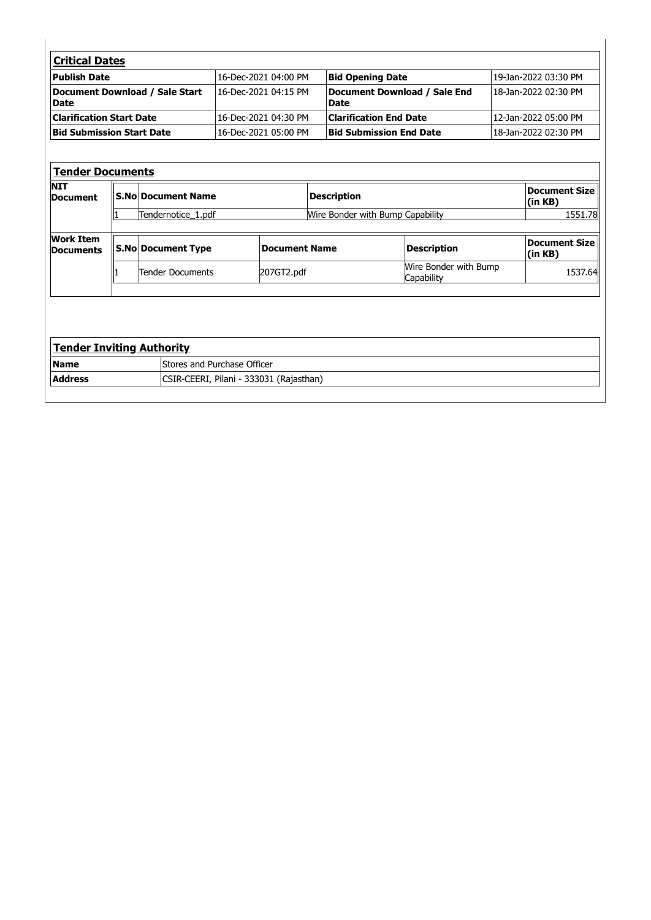## Critical Dates

| | | | |
|---|---|---|---|
| **Publish Date** | 16-Dec-2021 04:00 PM | **Bid Opening Date** | 19-Jan-2022 03:30 PM |
| **Document Download / Sale Start Date** | 16-Dec-2021 04:15 PM | **Document Download / Sale End Date** | 18-Jan-2022 02:30 PM |
| **Clarification Start Date** | 16-Dec-2021 04:30 PM | **Clarification End Date** | 12-Jan-2022 05:00 PM |
| **Bid Submission Start Date** | 16-Dec-2021 05:00 PM | **Bid Submission End Date** | 18-Jan-2022 02:30 PM |

## Tender Documents

**NIT Document**

| S.No | Document Name | Description | Document Size (in KB) |
|---|---|---|---|
| 1 | Tendernotice_1.pdf | Wire Bonder with Bump Capability | 1551.78 |

**Work Item Documents**

| S.No | Document Type | Document Name | Description | Document Size (in KB) |
|---|---|---|---|---|
| 1 | Tender Documents | 207GT2.pdf | Wire Bonder with Bump Capability | 1537.64 |

## Tender Inviting Authority

| | |
|---|---|
| **Name** | Stores and Purchase Officer |
| **Address** | CSIR-CEERI, Pilani - 333031 (Rajasthan) |